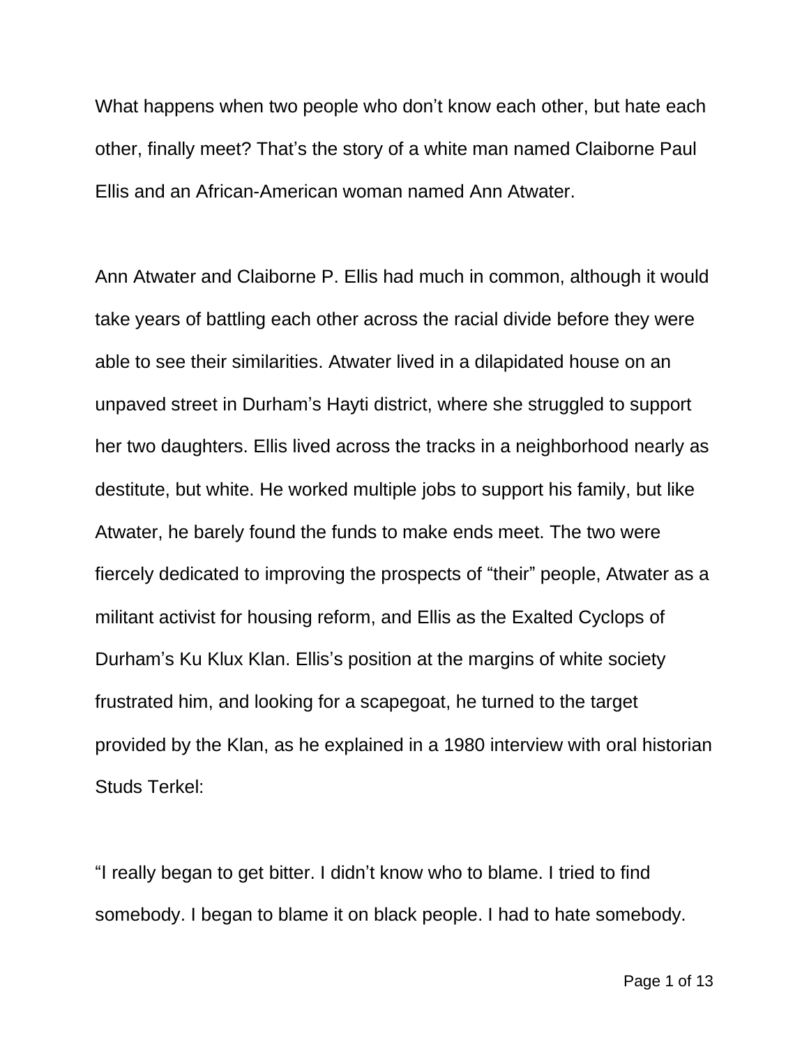What happens when two people who don't know each other, but hate each other, finally meet? That's the story of a white man named Claiborne Paul Ellis and an African-American woman named Ann Atwater.

Ann Atwater and Claiborne P. Ellis had much in common, although it would take years of battling each other across the racial divide before they were able to see their similarities. Atwater lived in a dilapidated house on an unpaved street in Durham's Hayti district, where she struggled to support her two daughters. Ellis lived across the tracks in a neighborhood nearly as destitute, but white. He worked multiple jobs to support his family, but like Atwater, he barely found the funds to make ends meet. The two were fiercely dedicated to improving the prospects of "their" people, Atwater as a militant activist for housing reform, and Ellis as the Exalted Cyclops of Durham's Ku Klux Klan. Ellis's position at the margins of white society frustrated him, and looking for a scapegoat, he turned to the target provided by the Klan, as he explained in a 1980 interview with oral historian Studs Terkel:

"I really began to get bitter. I didn't know who to blame. I tried to find somebody. I began to blame it on black people. I had to hate somebody.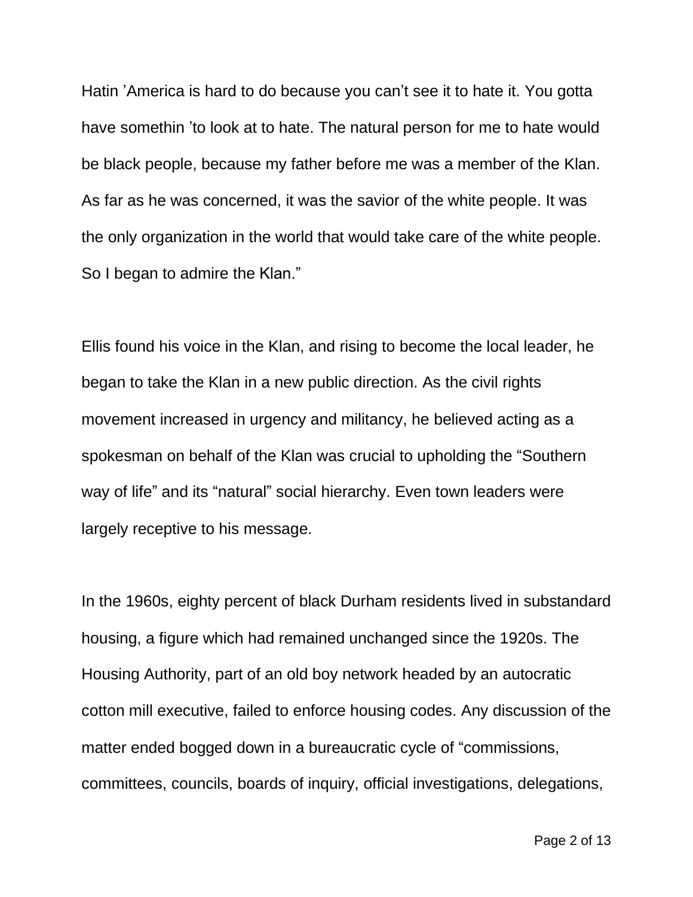Hatin 'America is hard to do because you can't see it to hate it. You gotta have somethin 'to look at to hate. The natural person for me to hate would be black people, because my father before me was a member of the Klan. As far as he was concerned, it was the savior of the white people. It was the only organization in the world that would take care of the white people. So I began to admire the Klan."

Ellis found his voice in the Klan, and rising to become the local leader, he began to take the Klan in a new public direction. As the civil rights movement increased in urgency and militancy, he believed acting as a spokesman on behalf of the Klan was crucial to upholding the "Southern way of life" and its "natural" social hierarchy. Even town leaders were largely receptive to his message.

In the 1960s, eighty percent of black Durham residents lived in substandard housing, a figure which had remained unchanged since the 1920s. The Housing Authority, part of an old boy network headed by an autocratic cotton mill executive, failed to enforce housing codes. Any discussion of the matter ended bogged down in a bureaucratic cycle of "commissions, committees, councils, boards of inquiry, official investigations, delegations,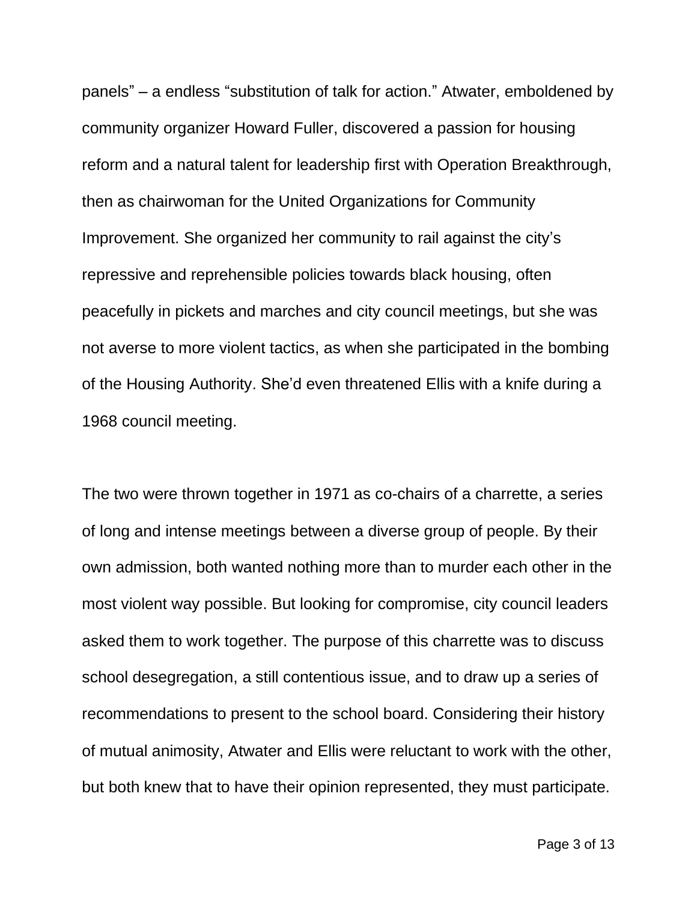panels" – a endless "substitution of talk for action." Atwater, emboldened by community organizer Howard Fuller, discovered a passion for housing reform and a natural talent for leadership first with Operation Breakthrough, then as chairwoman for the United Organizations for Community Improvement. She organized her community to rail against the city's repressive and reprehensible policies towards black housing, often peacefully in pickets and marches and city council meetings, but she was not averse to more violent tactics, as when she participated in the bombing of the Housing Authority. She'd even threatened Ellis with a knife during a 1968 council meeting.

The two were thrown together in 1971 as co-chairs of a charrette, a series of long and intense meetings between a diverse group of people. By their own admission, both wanted nothing more than to murder each other in the most violent way possible. But looking for compromise, city council leaders asked them to work together. The purpose of this charrette was to discuss school desegregation, a still contentious issue, and to draw up a series of recommendations to present to the school board. Considering their history of mutual animosity, Atwater and Ellis were reluctant to work with the other, but both knew that to have their opinion represented, they must participate.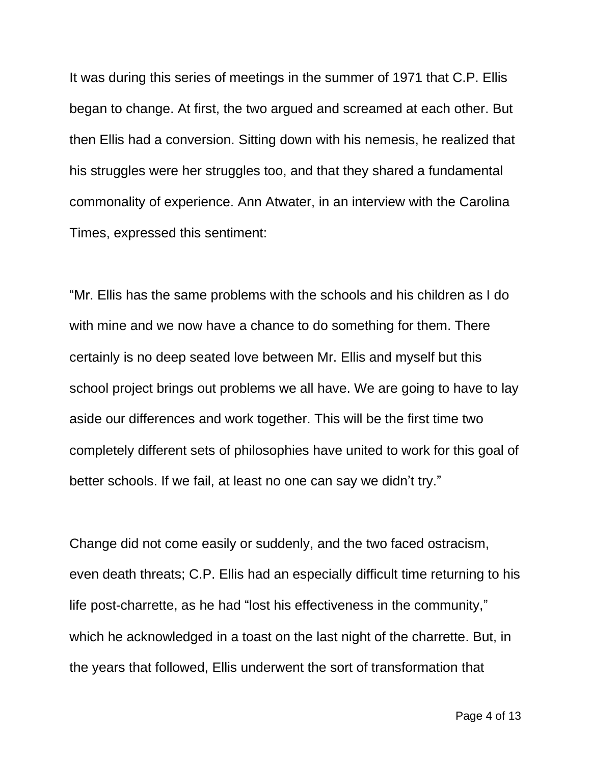It was during this series of meetings in the summer of 1971 that C.P. Ellis began to change. At first, the two argued and screamed at each other. But then Ellis had a conversion. Sitting down with his nemesis, he realized that his struggles were her struggles too, and that they shared a fundamental commonality of experience. Ann Atwater, in an interview with the Carolina Times, expressed this sentiment:

“Mr. Ellis has the same problems with the schools and his children as I do with mine and we now have a chance to do something for them. There certainly is no deep seated love between Mr. Ellis and myself but this school project brings out problems we all have. We are going to have to lay aside our differences and work together. This will be the first time two completely different sets of philosophies have united to work for this goal of better schools. If we fail, at least no one can say we didn’t try.”

Change did not come easily or suddenly, and the two faced ostracism, even death threats; C.P. Ellis had an especially difficult time returning to his life post-charrette, as he had “lost his effectiveness in the community,” which he acknowledged in a toast on the last night of the charrette. But, in the years that followed, Ellis underwent the sort of transformation that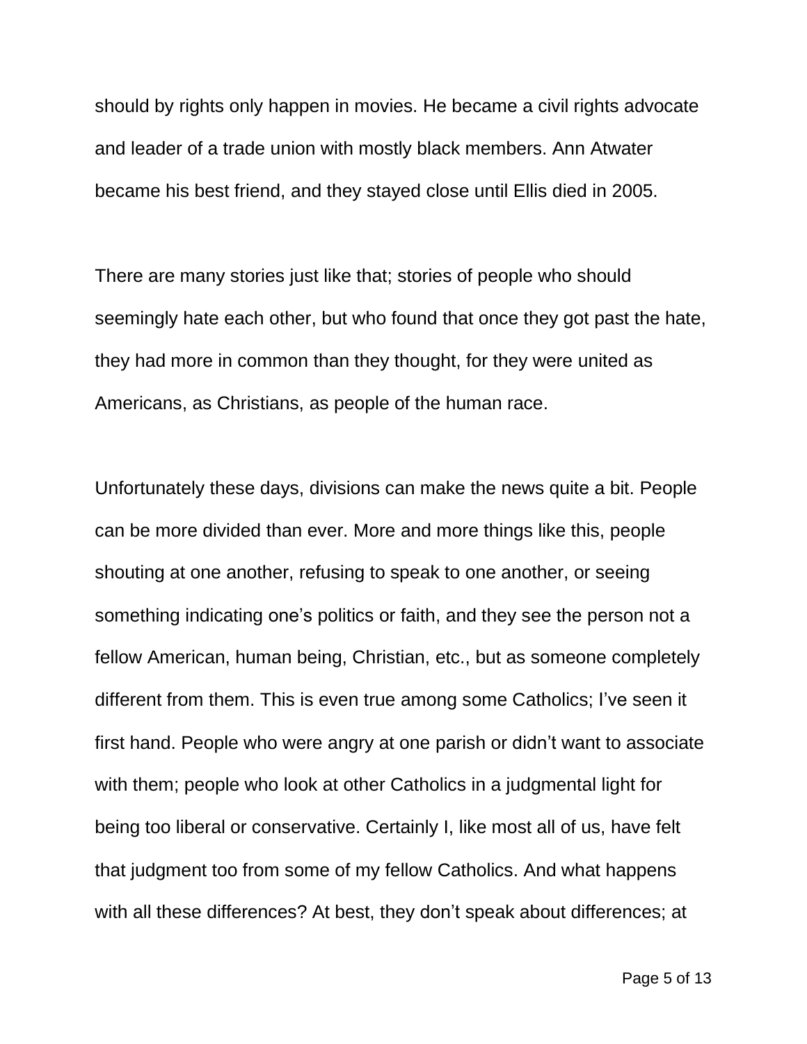should by rights only happen in movies. He became a civil rights advocate and leader of a trade union with mostly black members. Ann Atwater became his best friend, and they stayed close until Ellis died in 2005.

There are many stories just like that; stories of people who should seemingly hate each other, but who found that once they got past the hate, they had more in common than they thought, for they were united as Americans, as Christians, as people of the human race.

Unfortunately these days, divisions can make the news quite a bit. People can be more divided than ever. More and more things like this, people shouting at one another, refusing to speak to one another, or seeing something indicating one's politics or faith, and they see the person not a fellow American, human being, Christian, etc., but as someone completely different from them. This is even true among some Catholics; I've seen it first hand. People who were angry at one parish or didn't want to associate with them; people who look at other Catholics in a judgmental light for being too liberal or conservative. Certainly I, like most all of us, have felt that judgment too from some of my fellow Catholics. And what happens with all these differences? At best, they don't speak about differences; at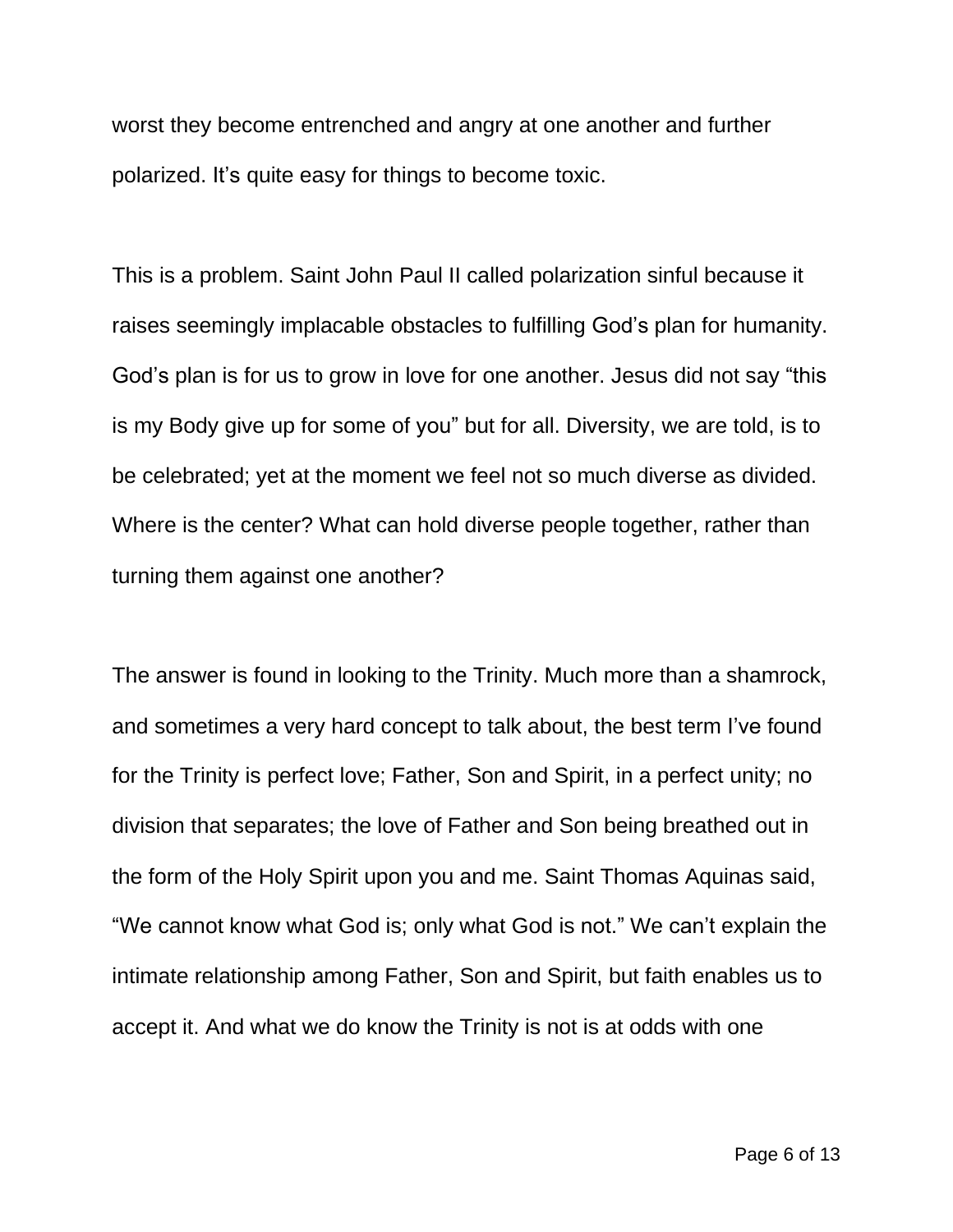worst they become entrenched and angry at one another and further polarized. It’s quite easy for things to become toxic.

This is a problem. Saint John Paul II called polarization sinful because it raises seemingly implacable obstacles to fulfilling God’s plan for humanity. God’s plan is for us to grow in love for one another. Jesus did not say “this is my Body give up for some of you” but for all. Diversity, we are told, is to be celebrated; yet at the moment we feel not so much diverse as divided. Where is the center? What can hold diverse people together, rather than turning them against one another?

The answer is found in looking to the Trinity. Much more than a shamrock, and sometimes a very hard concept to talk about, the best term I’ve found for the Trinity is perfect love; Father, Son and Spirit, in a perfect unity; no division that separates; the love of Father and Son being breathed out in the form of the Holy Spirit upon you and me. Saint Thomas Aquinas said, “We cannot know what God is; only what God is not.” We can’t explain the intimate relationship among Father, Son and Spirit, but faith enables us to accept it. And what we do know the Trinity is not is at odds with one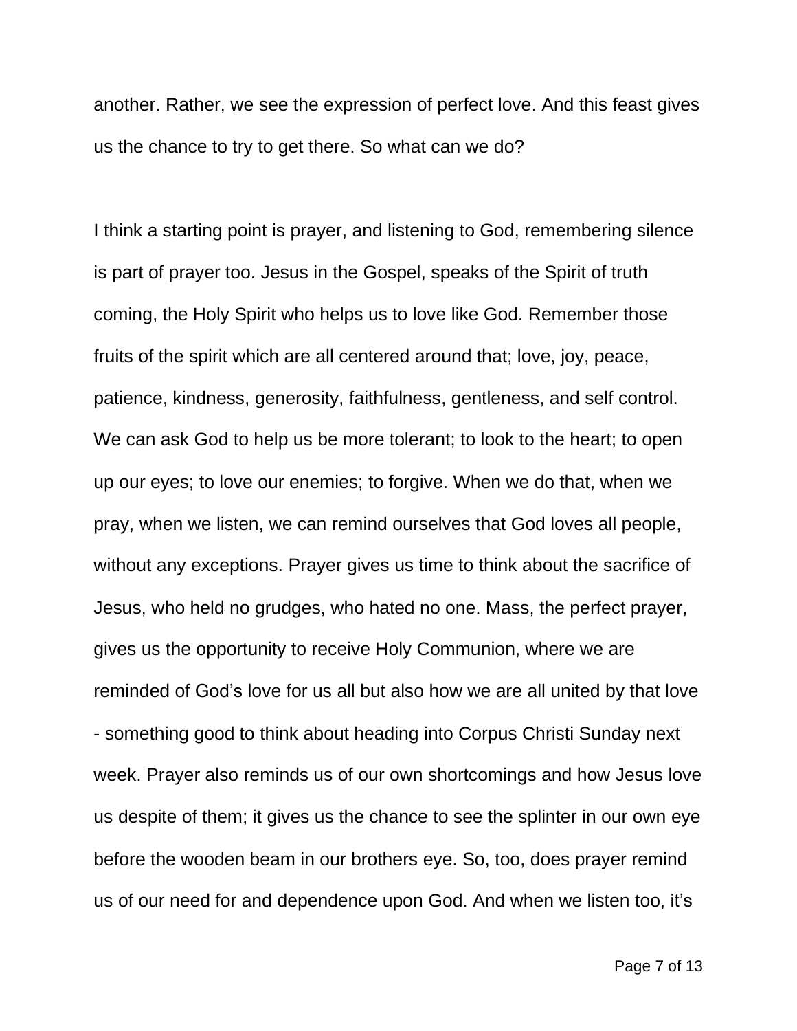another. Rather, we see the expression of perfect love. And this feast gives us the chance to try to get there. So what can we do?

I think a starting point is prayer, and listening to God, remembering silence is part of prayer too. Jesus in the Gospel, speaks of the Spirit of truth coming, the Holy Spirit who helps us to love like God. Remember those fruits of the spirit which are all centered around that; love, joy, peace, patience, kindness, generosity, faithfulness, gentleness, and self control. We can ask God to help us be more tolerant; to look to the heart; to open up our eyes; to love our enemies; to forgive. When we do that, when we pray, when we listen, we can remind ourselves that God loves all people, without any exceptions. Prayer gives us time to think about the sacrifice of Jesus, who held no grudges, who hated no one. Mass, the perfect prayer, gives us the opportunity to receive Holy Communion, where we are reminded of God's love for us all but also how we are all united by that love - something good to think about heading into Corpus Christi Sunday next week. Prayer also reminds us of our own shortcomings and how Jesus love us despite of them; it gives us the chance to see the splinter in our own eye before the wooden beam in our brothers eye. So, too, does prayer remind us of our need for and dependence upon God. And when we listen too, it's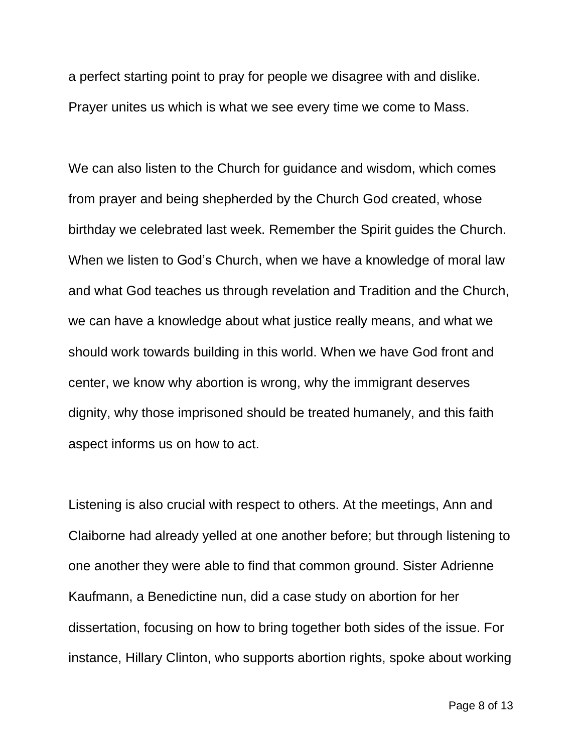a perfect starting point to pray for people we disagree with and dislike. Prayer unites us which is what we see every time we come to Mass.

We can also listen to the Church for guidance and wisdom, which comes from prayer and being shepherded by the Church God created, whose birthday we celebrated last week. Remember the Spirit guides the Church. When we listen to God's Church, when we have a knowledge of moral law and what God teaches us through revelation and Tradition and the Church, we can have a knowledge about what justice really means, and what we should work towards building in this world. When we have God front and center, we know why abortion is wrong, why the immigrant deserves dignity, why those imprisoned should be treated humanely, and this faith aspect informs us on how to act.

Listening is also crucial with respect to others. At the meetings, Ann and Claiborne had already yelled at one another before; but through listening to one another they were able to find that common ground. Sister Adrienne Kaufmann, a Benedictine nun, did a case study on abortion for her dissertation, focusing on how to bring together both sides of the issue. For instance, Hillary Clinton, who supports abortion rights, spoke about working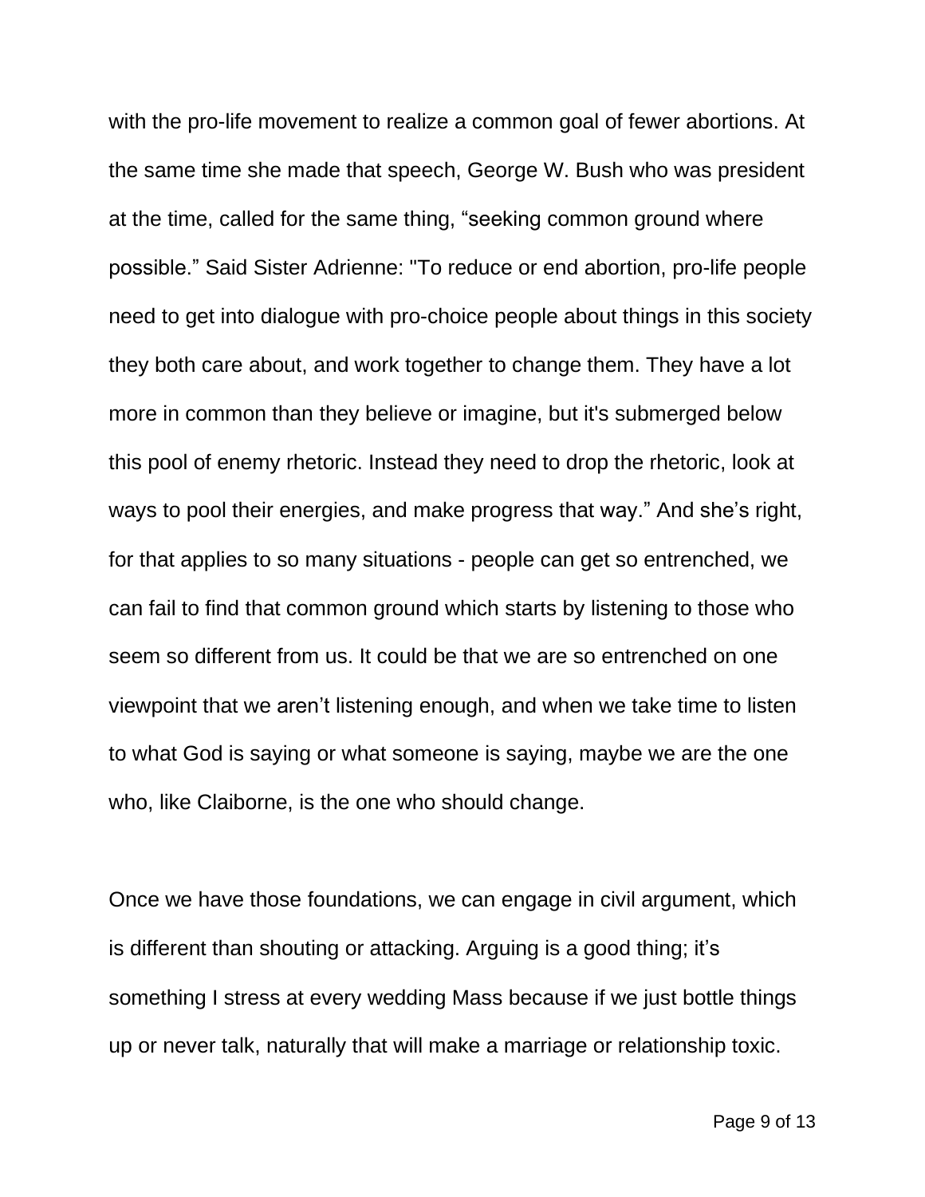with the pro-life movement to realize a common goal of fewer abortions. At the same time she made that speech, George W. Bush who was president at the time, called for the same thing, “seeking common ground where possible.” Said Sister Adrienne: "To reduce or end abortion, pro-life people need to get into dialogue with pro-choice people about things in this society they both care about, and work together to change them. They have a lot more in common than they believe or imagine, but it's submerged below this pool of enemy rhetoric. Instead they need to drop the rhetoric, look at ways to pool their energies, and make progress that way.” And she’s right, for that applies to so many situations - people can get so entrenched, we can fail to find that common ground which starts by listening to those who seem so different from us. It could be that we are so entrenched on one viewpoint that we aren’t listening enough, and when we take time to listen to what God is saying or what someone is saying, maybe we are the one who, like Claiborne, is the one who should change.

Once we have those foundations, we can engage in civil argument, which is different than shouting or attacking. Arguing is a good thing; it’s something I stress at every wedding Mass because if we just bottle things up or never talk, naturally that will make a marriage or relationship toxic.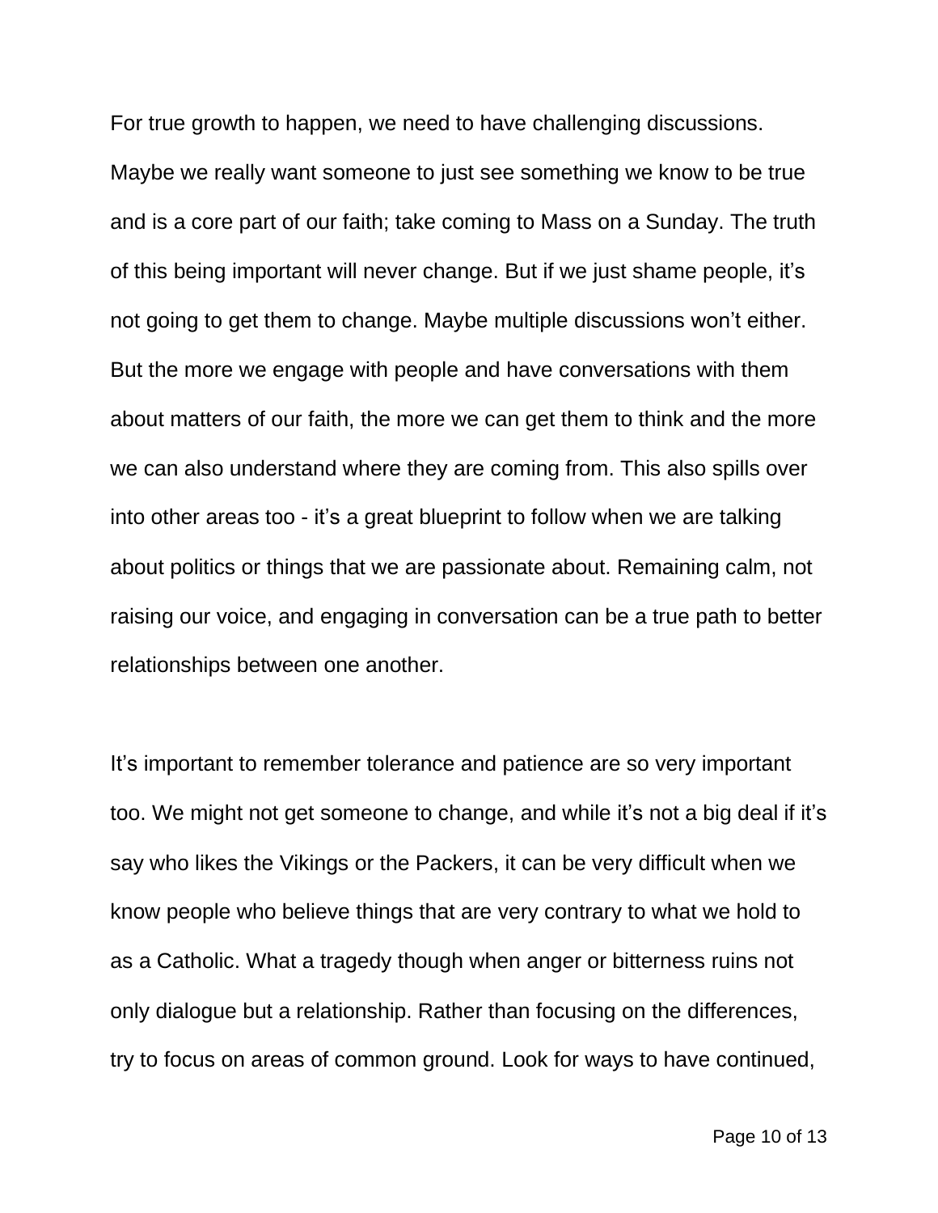For true growth to happen, we need to have challenging discussions. Maybe we really want someone to just see something we know to be true and is a core part of our faith; take coming to Mass on a Sunday. The truth of this being important will never change. But if we just shame people, it's not going to get them to change. Maybe multiple discussions won't either. But the more we engage with people and have conversations with them about matters of our faith, the more we can get them to think and the more we can also understand where they are coming from. This also spills over into other areas too - it's a great blueprint to follow when we are talking about politics or things that we are passionate about. Remaining calm, not raising our voice, and engaging in conversation can be a true path to better relationships between one another.

It's important to remember tolerance and patience are so very important too. We might not get someone to change, and while it's not a big deal if it's say who likes the Vikings or the Packers, it can be very difficult when we know people who believe things that are very contrary to what we hold to as a Catholic. What a tragedy though when anger or bitterness ruins not only dialogue but a relationship. Rather than focusing on the differences, try to focus on areas of common ground. Look for ways to have continued,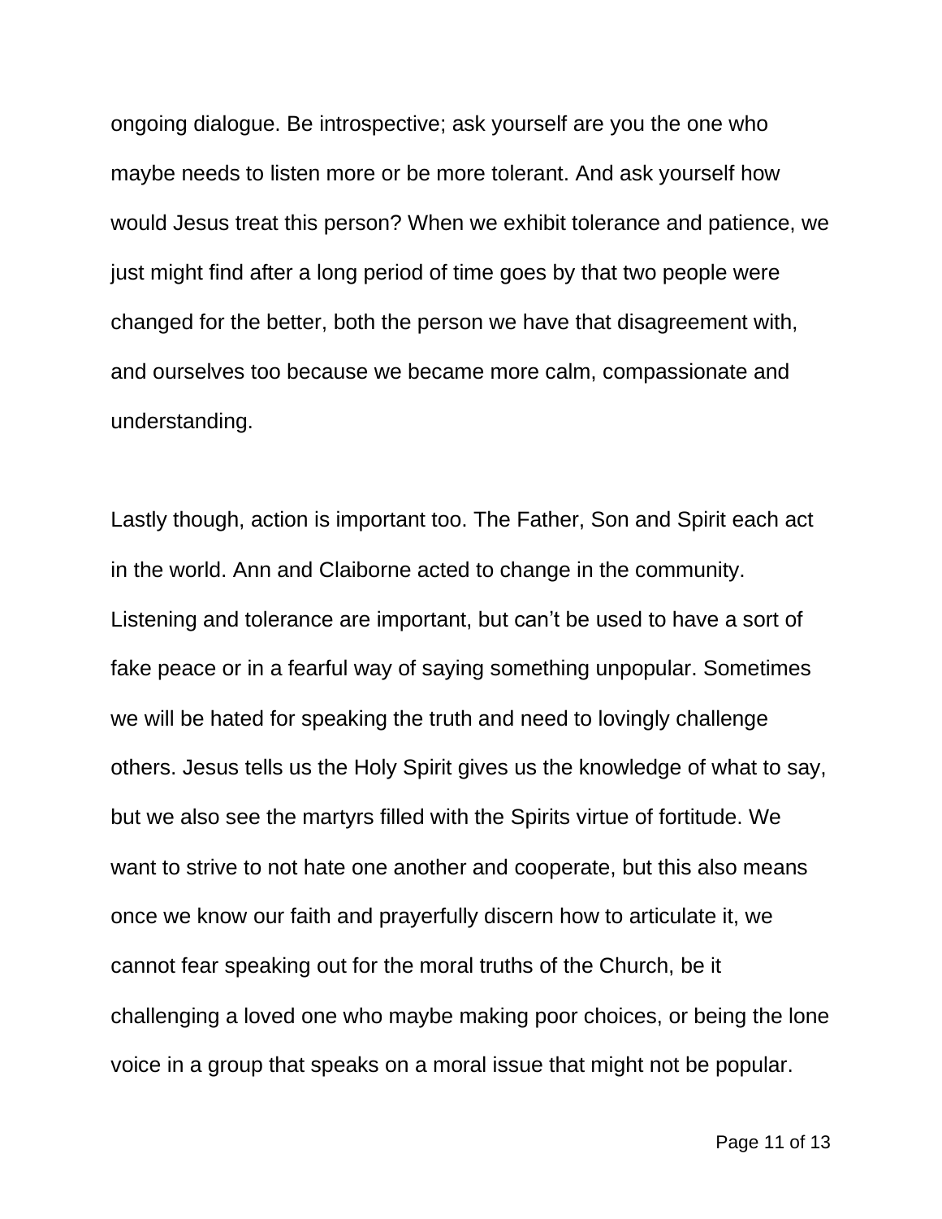ongoing dialogue. Be introspective; ask yourself are you the one who maybe needs to listen more or be more tolerant. And ask yourself how would Jesus treat this person? When we exhibit tolerance and patience, we just might find after a long period of time goes by that two people were changed for the better, both the person we have that disagreement with, and ourselves too because we became more calm, compassionate and understanding.

Lastly though, action is important too. The Father, Son and Spirit each act in the world. Ann and Claiborne acted to change in the community. Listening and tolerance are important, but can't be used to have a sort of fake peace or in a fearful way of saying something unpopular. Sometimes we will be hated for speaking the truth and need to lovingly challenge others. Jesus tells us the Holy Spirit gives us the knowledge of what to say, but we also see the martyrs filled with the Spirits virtue of fortitude. We want to strive to not hate one another and cooperate, but this also means once we know our faith and prayerfully discern how to articulate it, we cannot fear speaking out for the moral truths of the Church, be it challenging a loved one who maybe making poor choices, or being the lone voice in a group that speaks on a moral issue that might not be popular.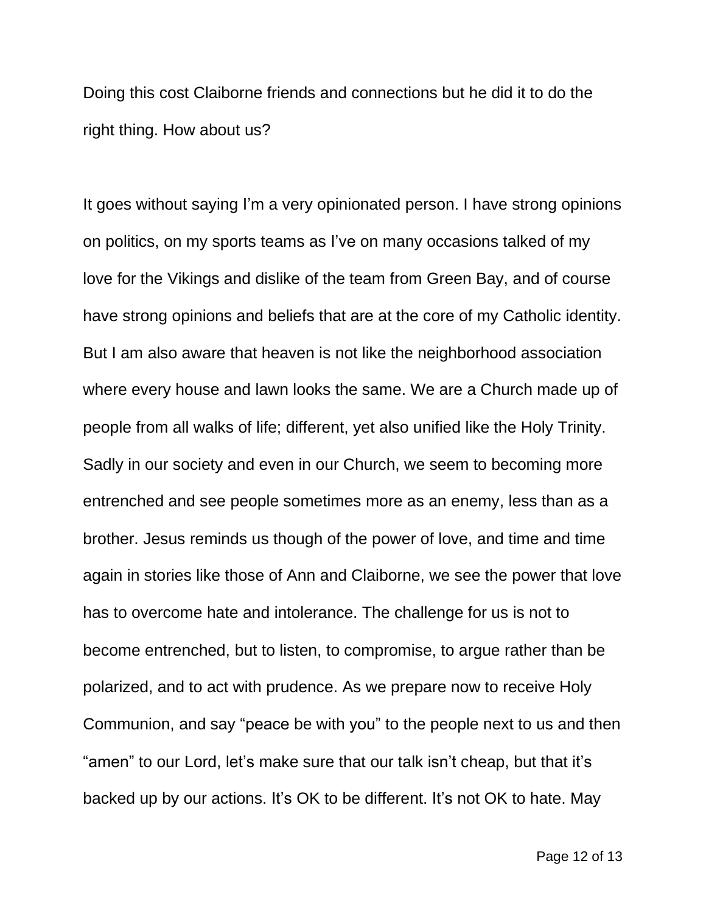Doing this cost Claiborne friends and connections but he did it to do the right thing. How about us?

It goes without saying I'm a very opinionated person. I have strong opinions on politics, on my sports teams as I've on many occasions talked of my love for the Vikings and dislike of the team from Green Bay, and of course have strong opinions and beliefs that are at the core of my Catholic identity. But I am also aware that heaven is not like the neighborhood association where every house and lawn looks the same. We are a Church made up of people from all walks of life; different, yet also unified like the Holy Trinity. Sadly in our society and even in our Church, we seem to becoming more entrenched and see people sometimes more as an enemy, less than as a brother. Jesus reminds us though of the power of love, and time and time again in stories like those of Ann and Claiborne, we see the power that love has to overcome hate and intolerance. The challenge for us is not to become entrenched, but to listen, to compromise, to argue rather than be polarized, and to act with prudence. As we prepare now to receive Holy Communion, and say "peace be with you" to the people next to us and then "amen" to our Lord, let's make sure that our talk isn't cheap, but that it's backed up by our actions. It's OK to be different. It's not OK to hate. May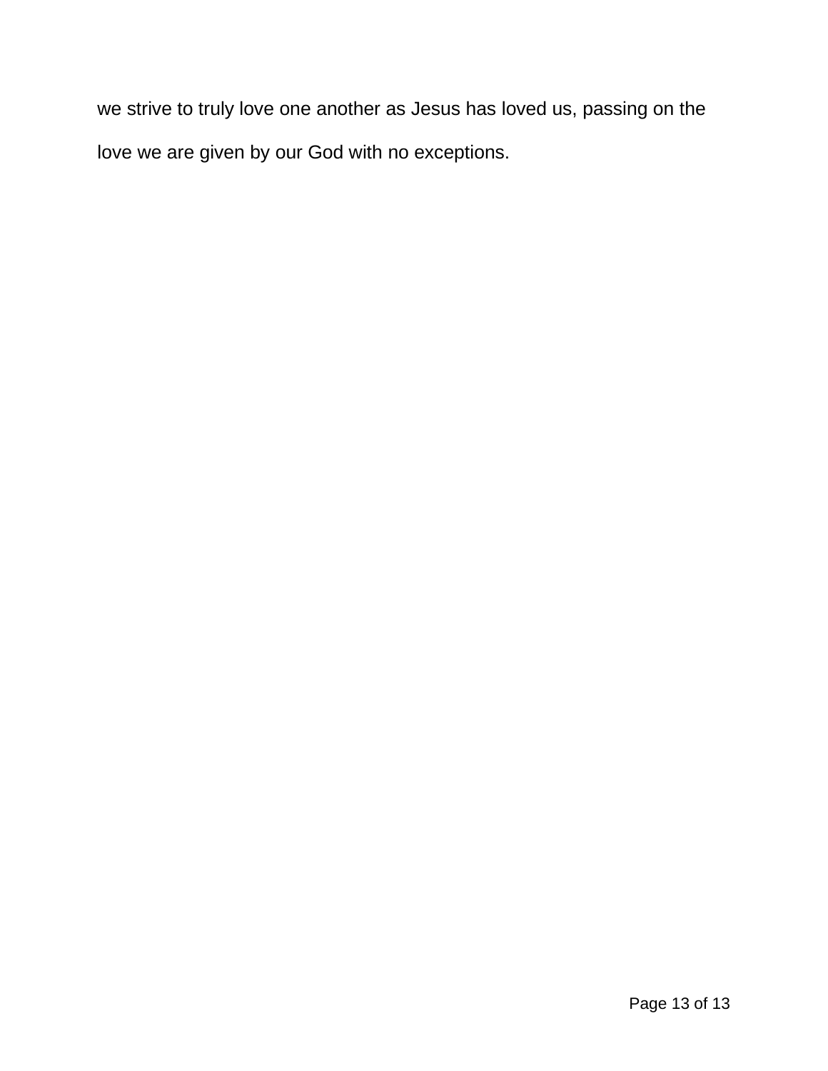we strive to truly love one another as Jesus has loved us, passing on the love we are given by our God with no exceptions.